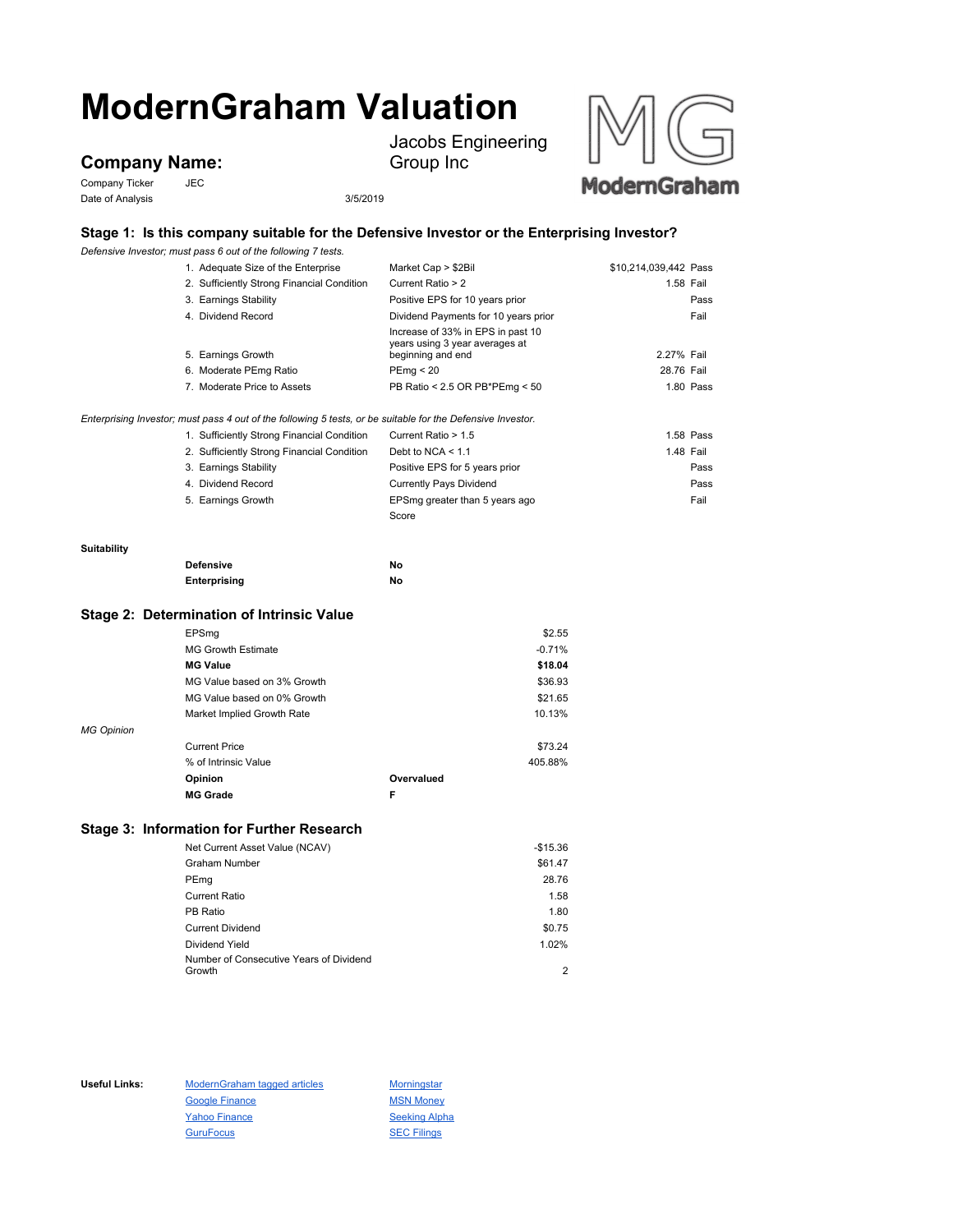# ModernGraham Valuation

## Company Name:

Jacobs Engineering Group Inc

Company Ticker JEC

Date of Analysis 3/5/2019

### Stage 1: Is this company suitable for the Defensive Investor or the Enterprising Investor?

*Defensive Investor; must pass 6 out of the following 7 tests.*

| Test | Criterion | Value | Result |
|---|---|---|---|
| 1. Adequate Size of the Enterprise | Market Cap > $2Bil | $10,214,039,442 | Pass |
| 2. Sufficiently Strong Financial Condition | Current Ratio > 2 | 1.58 | Fail |
| 3. Earnings Stability | Positive EPS for 10 years prior | | Pass |
| 4. Dividend Record | Dividend Payments for 10 years prior | | Fail |
| 5. Earnings Growth | Increase of 33% in EPS in past 10 years using 3 year averages at beginning and end | 2.27% | Fail |
| 6. Moderate PEmg Ratio | PEmg < 20 | 28.76 | Fail |
| 7. Moderate Price to Assets | PB Ratio < 2.5 OR PB*PEmg < 50 | 1.80 | Pass |

*Enterprising Investor; must pass 4 out of the following 5 tests, or be suitable for the Defensive Investor.*

| Test | Criterion | Value | Result |
|---|---|---|---|
| 1. Sufficiently Strong Financial Condition | Current Ratio > 1.5 | 1.58 | Pass |
| 2. Sufficiently Strong Financial Condition | Debt to NCA < 1.1 | 1.48 | Fail |
| 3. Earnings Stability | Positive EPS for 5 years prior | | Pass |
| 4. Dividend Record | Currently Pays Dividend | | Pass |
| 5. Earnings Growth | EPSmg greater than 5 years ago | | Fail |
| | Score | | |

**Suitability**

| | |
|---|---|
| **Defensive** | **No** |
| **Enterprising** | **No** |

### Stage 2: Determination of Intrinsic Value

| | |
|---|---|
| EPSmg | $2.55 |
| MG Growth Estimate | -0.71% |
| **MG Value** | **$18.04** |
| MG Value based on 3% Growth | $36.93 |
| MG Value based on 0% Growth | $21.65 |
| Market Implied Growth Rate | 10.13% |

*MG Opinion*

| | |
|---|---|
| Current Price | $73.24 |
| % of Intrinsic Value | 405.88% |
| **Opinion** | **Overvalued** |
| **MG Grade** | **F** |

### Stage 3: Information for Further Research

| | |
|---|---|
| Net Current Asset Value (NCAV) | -$15.36 |
| Graham Number | $61.47 |
| PEmg | 28.76 |
| Current Ratio | 1.58 |
| PB Ratio | 1.80 |
| Current Dividend | $0.75 |
| Dividend Yield | 1.02% |
| Number of Consecutive Years of Dividend Growth | 2 |

**Useful Links:**

| | |
|---|---|
| ModernGraham tagged articles | Morningstar |
| Google Finance | MSN Money |
| Yahoo Finance | Seeking Alpha |
| GuruFocus | SEC Filings |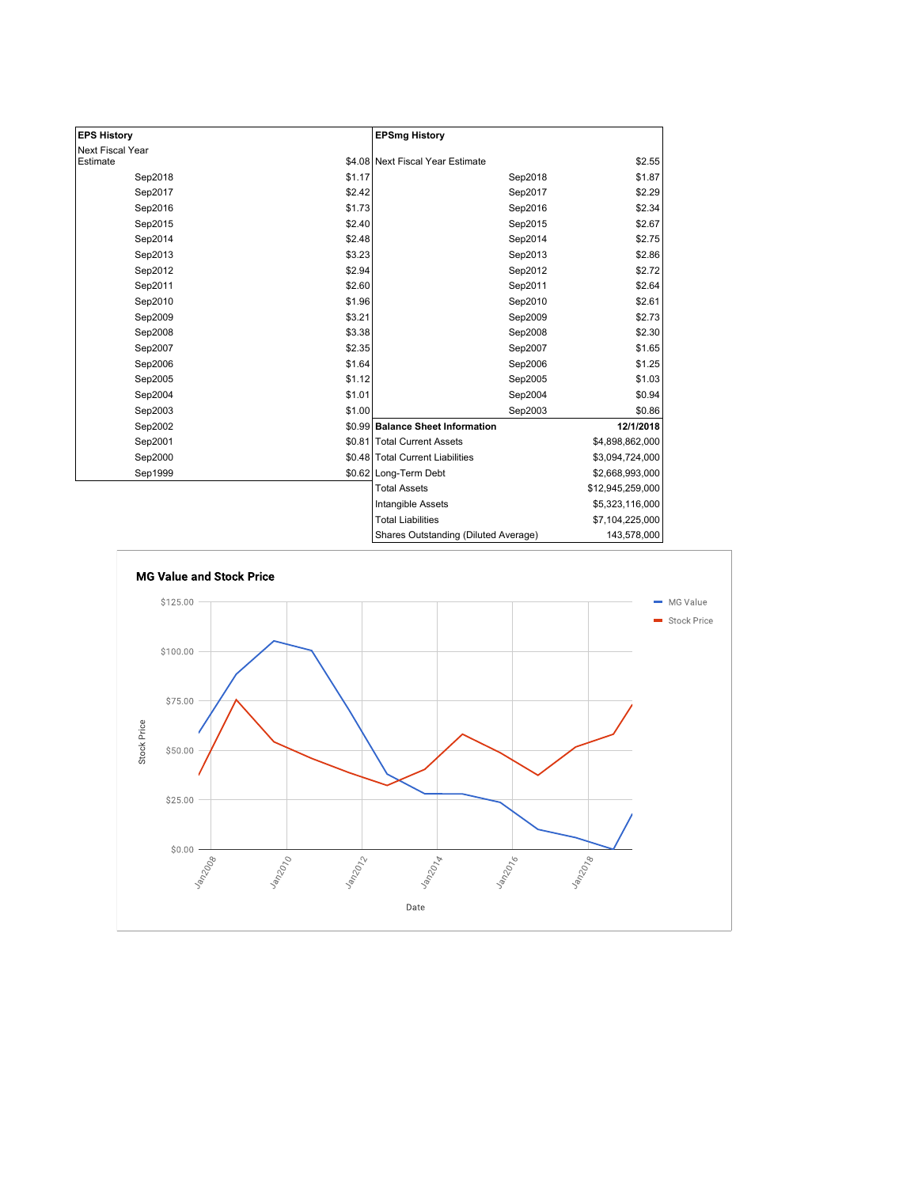| EPS History | | EPSmg History | |
|---|---|---|---|
| Next Fiscal Year Estimate | $4.08 | Next Fiscal Year Estimate | $2.55 |
| Sep2018 | $1.17 | Sep2018 | $1.87 |
| Sep2017 | $2.42 | Sep2017 | $2.29 |
| Sep2016 | $1.73 | Sep2016 | $2.34 |
| Sep2015 | $2.40 | Sep2015 | $2.67 |
| Sep2014 | $2.48 | Sep2014 | $2.75 |
| Sep2013 | $3.23 | Sep2013 | $2.86 |
| Sep2012 | $2.94 | Sep2012 | $2.72 |
| Sep2011 | $2.60 | Sep2011 | $2.64 |
| Sep2010 | $1.96 | Sep2010 | $2.61 |
| Sep2009 | $3.21 | Sep2009 | $2.73 |
| Sep2008 | $3.38 | Sep2008 | $2.30 |
| Sep2007 | $2.35 | Sep2007 | $1.65 |
| Sep2006 | $1.64 | Sep2006 | $1.25 |
| Sep2005 | $1.12 | Sep2005 | $1.03 |
| Sep2004 | $1.01 | Sep2004 | $0.94 |
| Sep2003 | $1.00 | Sep2003 | $0.86 |
| Sep2002 | $0.99 | **Balance Sheet Information** | **12/1/2018** |
| Sep2001 | $0.81 | Total Current Assets | $4,898,862,000 |
| Sep2000 | $0.48 | Total Current Liabilities | $3,094,724,000 |
| Sep1999 | $0.62 | Long-Term Debt | $2,668,993,000 |
| | | Total Assets | $12,945,259,000 |
| | | Intangible Assets | $5,323,116,000 |
| | | Total Liabilities | $7,104,225,000 |
| | | Shares Outstanding (Diluted Average) | 143,578,000 |

**MG Value and Stock Price**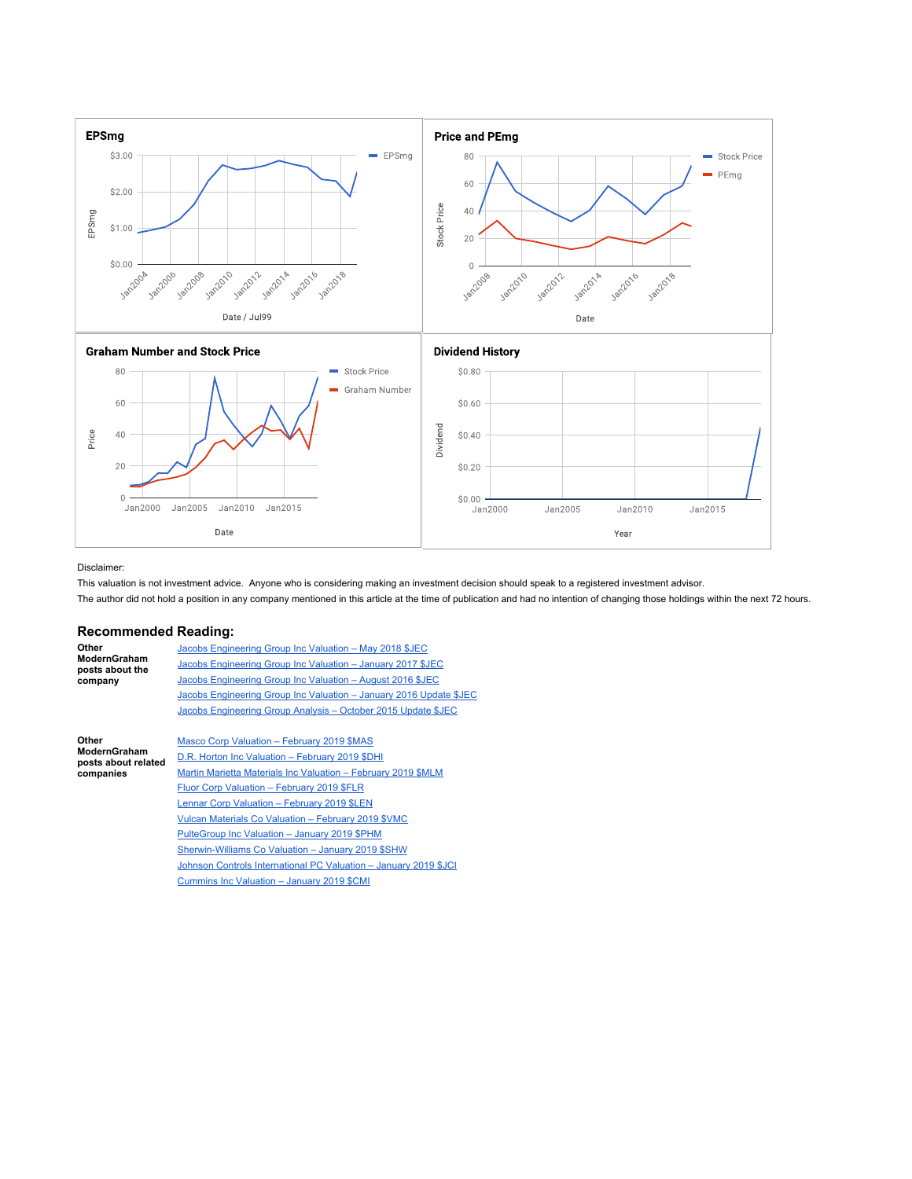**EPSmg**

$3.00
$2.00
$1.00
$0.00

EPSmg

Jan2004 Jan2006 Jan2008 Jan2010 Jan2012 Jan2014 Jan2016 Jan2018

Date / Jul99

**Price and PEmg**

80
60
40
20
0

Stock Price

Stock Price
PEmg

Jan2008 Jan2010 Jan2012 Jan2014 Jan2016 Jan2018

Date

**Graham Number and Stock Price**

80
60
40
20
0

Price

Stock Price
Graham Number

Jan2000 Jan2005 Jan2010 Jan2015

Date

**Dividend History**

$0.80
$0.60
$0.40
$0.20
$0.00

Dividend

Jan2000 Jan2005 Jan2010 Jan2015

Year

Disclaimer:

This valuation is not investment advice. Anyone who is considering making an investment decision should speak to a registered investment advisor.

The author did not hold a position in any company mentioned in this article at the time of publication and had no intention of changing those holdings within the next 72 hours.

## Recommended Reading:

**Other ModernGraham posts about the company**

- Jacobs Engineering Group Inc Valuation – May 2018 $JEC
- Jacobs Engineering Group Inc Valuation – January 2017 $JEC
- Jacobs Engineering Group Inc Valuation – August 2016 $JEC
- Jacobs Engineering Group Inc Valuation – January 2016 Update $JEC
- Jacobs Engineering Group Analysis – October 2015 Update $JEC

**Other ModernGraham posts about related companies**

- Masco Corp Valuation – February 2019 $MAS
- D.R. Horton Inc Valuation – February 2019 $DHI
- Martin Marietta Materials Inc Valuation – February 2019 $MLM
- Fluor Corp Valuation – February 2019 $FLR
- Lennar Corp Valuation – February 2019 $LEN
- Vulcan Materials Co Valuation – February 2019 $VMC
- PulteGroup Inc Valuation – January 2019 $PHM
- Sherwin-Williams Co Valuation – January 2019 $SHW
- Johnson Controls International PC Valuation – January 2019 $JCI
- Cummins Inc Valuation – January 2019 $CMI